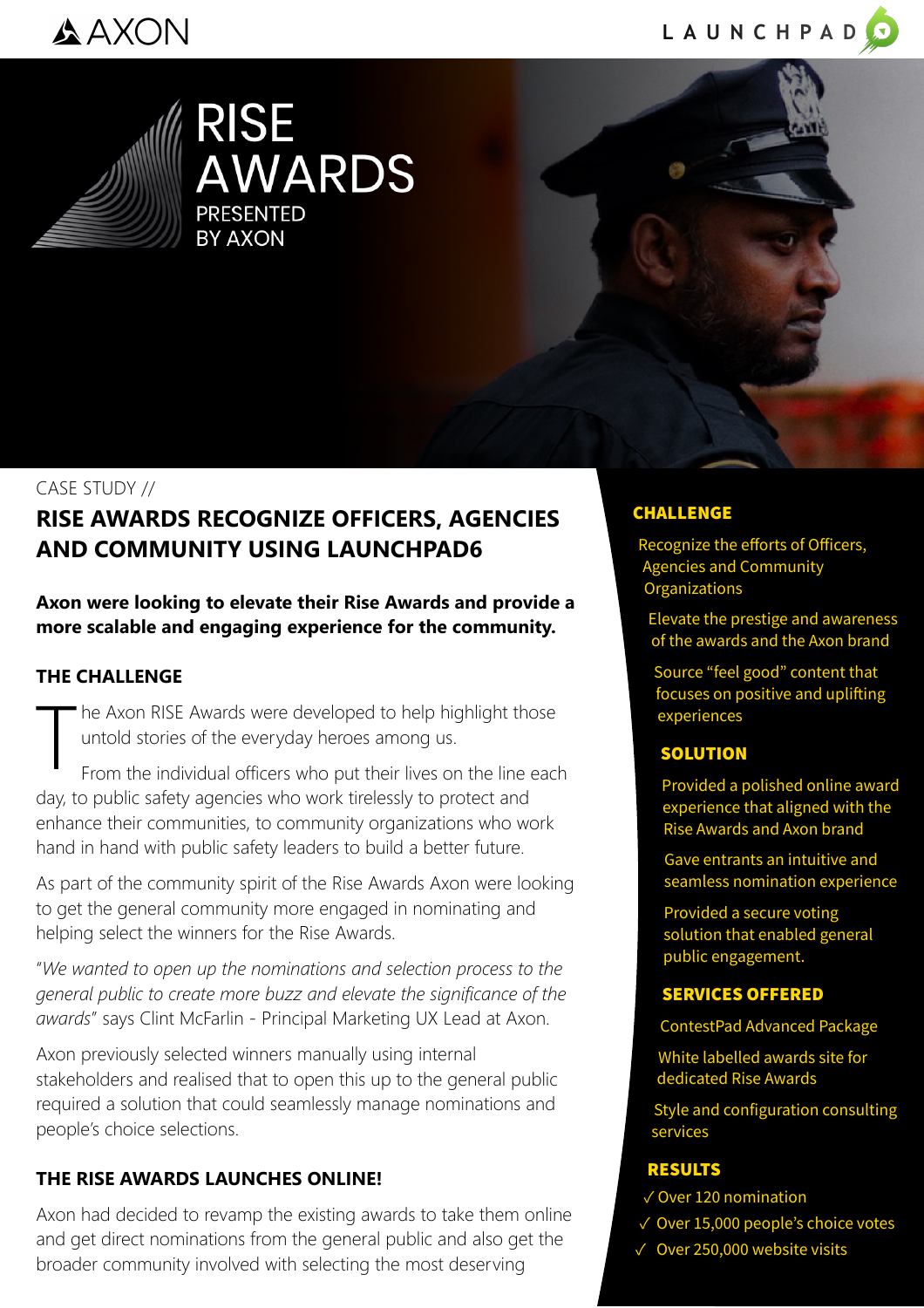AXON

LAUNCHPAD

# RISE AWARDS

PRESENTED BY AXON

CASE STUDY //

## RISE AWARDS RECOGNIZE OFFICERS, AGENCIES AND COMMUNITY USING LAUNCHPAD6

**Axon were looking to elevate their Rise Awards and provide a more scalable and engaging experience for the community.**

### THE CHALLENGE

The Axon RISE Awards were developed to help highlight those untold stories of the everyday heroes among us.

From the individual officers who put their lives on the line each day, to public safety agencies who work tirelessly to protect and enhance their communities, to community organizations who work hand in hand with public safety leaders to build a better future.

As part of the community spirit of the Rise Awards Axon were looking to get the general community more engaged in nominating and helping select the winners for the Rise Awards.

"*We wanted to open up the nominations and selection process to the general public to create more buzz and elevate the significance of the awards*" says Clint McFarlin - Principal Marketing UX Lead at Axon.

Axon previously selected winners manually using internal stakeholders and realised that to open this up to the general public required a solution that could seamlessly manage nominations and people's choice selections.

### THE RISE AWARDS LAUNCHES ONLINE!

Axon had decided to revamp the existing awards to take them online and get direct nominations from the general public and also get the broader community involved with selecting the most deserving

### CHALLENGE

Recognize the efforts of Officers, Agencies and Community Organizations

Elevate the prestige and awareness of the awards and the Axon brand

Source "feel good" content that focuses on positive and uplifting experiences

### SOLUTION

Provided a polished online award experience that aligned with the Rise Awards and Axon brand

Gave entrants an intuitive and seamless nomination experience

Provided a secure voting solution that enabled general public engagement.

### SERVICES OFFERED

ContestPad Advanced Package

White labelled awards site for dedicated Rise Awards

Style and configuration consulting services

### RESULTS

✓ Over 120 nomination

✓ Over 15,000 people's choice votes

✓ Over 250,000 website visits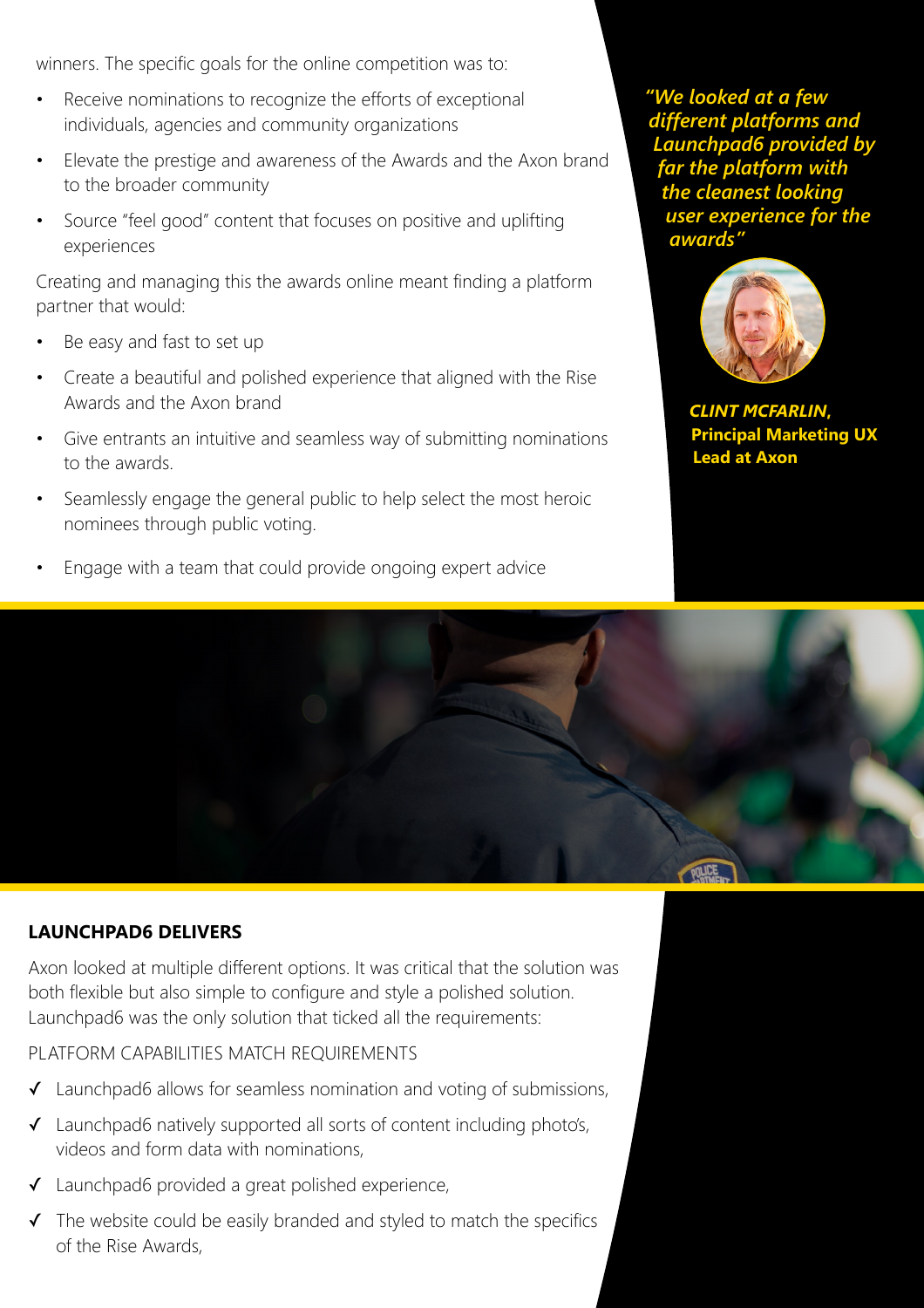winners. The specific goals for the online competition was to:

- Receive nominations to recognize the efforts of exceptional individuals, agencies and community organizations
- Elevate the prestige and awareness of the Awards and the Axon brand to the broader community
- Source "feel good" content that focuses on positive and uplifting experiences

Creating and managing this the awards online meant finding a platform partner that would:

- Be easy and fast to set up
- Create a beautiful and polished experience that aligned with the Rise Awards and the Axon brand
- Give entrants an intuitive and seamless way of submitting nominations to the awards.
- Seamlessly engage the general public to help select the most heroic nominees through public voting.
- Engage with a team that could provide ongoing expert advice

*"We looked at a few different platforms and Launchpad6 provided by far the platform with the cleanest looking user experience for the awards"*

***CLINT MCFARLIN,***
**Principal Marketing UX Lead at Axon**

## LAUNCHPAD6 DELIVERS

Axon looked at multiple different options. It was critical that the solution was both flexible but also simple to configure and style a polished solution. Launchpad6 was the only solution that ticked all the requirements:

PLATFORM CAPABILITIES MATCH REQUIREMENTS

- ✓ Launchpad6 allows for seamless nomination and voting of submissions,
- ✓ Launchpad6 natively supported all sorts of content including photo's, videos and form data with nominations,
- ✓ Launchpad6 provided a great polished experience,
- ✓ The website could be easily branded and styled to match the specifics of the Rise Awards,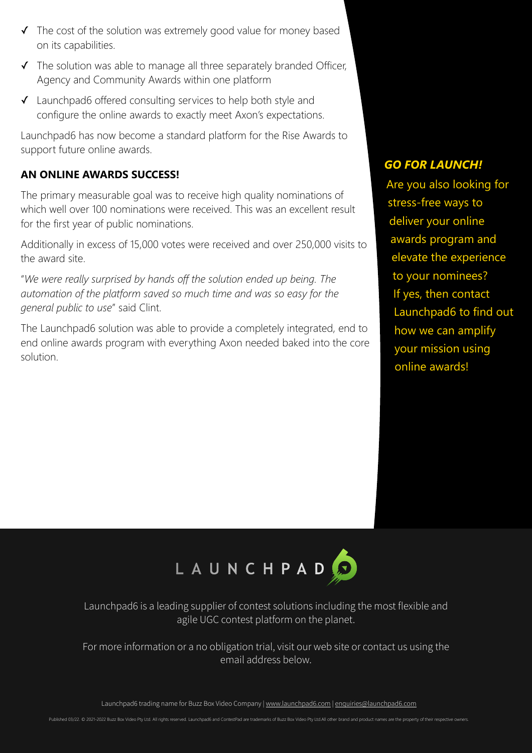- ✓ The cost of the solution was extremely good value for money based on its capabilities.
- ✓ The solution was able to manage all three separately branded Officer, Agency and Community Awards within one platform
- ✓ Launchpad6 offered consulting services to help both style and configure the online awards to exactly meet Axon's expectations.

Launchpad6 has now become a standard platform for the Rise Awards to support future online awards.

## AN ONLINE AWARDS SUCCESS!

The primary measurable goal was to receive high quality nominations of which well over 100 nominations were received. This was an excellent result for the first year of public nominations.

Additionally in excess of 15,000 votes were received and over 250,000 visits to the award site.

"*We were really surprised by hands off the solution ended up being. The automation of the platform saved so much time and was so easy for the general public to use*" said Clint.

The Launchpad6 solution was able to provide a completely integrated, end to end online awards program with everything Axon needed baked into the core solution.

***GO FOR LAUNCH!***

Are you also looking for stress-free ways to deliver your online awards program and elevate the experience to your nominees? If yes, then contact Launchpad6 to find out how we can amplify your mission using online awards!

LAUNCHPAD

Launchpad6 is a leading supplier of contest solutions including the most flexible and agile UGC contest platform on the planet.

For more information or a no obligation trial, visit our web site or contact us using the email address below.

Launchpad6 trading name for Buzz Box Video Company | www.launchpad6.com | enquiries@launchpad6.com

Published 03/22. © 2021-2022 Buzz Box Video Pty Ltd. All rights reserved. Launchpad6 and ContestPad are trademarks of Buzz Box Video Pty Ltd.All other brand and product names are the property of their respective owners.